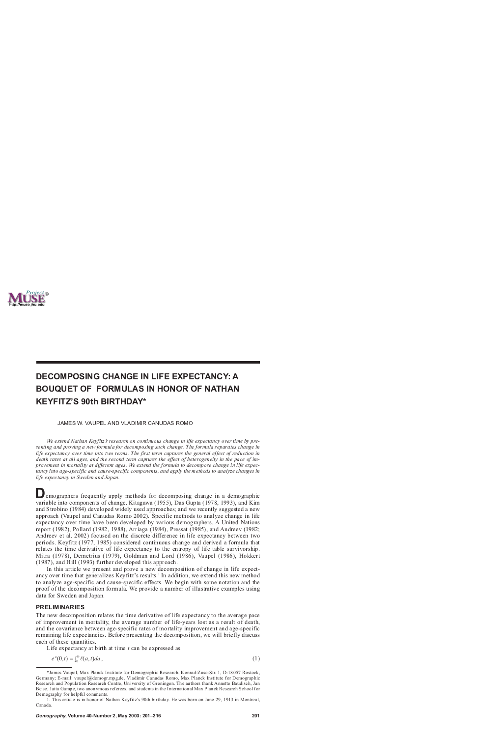# DECOMPOSING CHANGE IN LIFE EXPECTANCY: A BOUQUET OF FORMULAS IN HONOR OF NATHAN KEYFITZ'S 90th BIRTHDAY*

JAMES W. VAUPEL AND VLADIMIR CANUDAS ROMO

*We extend Nathan Keyfitz's research on continuous change in life expectancy over time by presenting and proving a new formula for decomposing such change. The formula separates change in life expectancy over time into two terms. The first term captures the general effect of reduction in death rates at all ages, and the second term captures the effect of heterogeneity in the pace of improvement in mortality at different ages. We extend the formula to decompose change in life expectancy into age-specific and cause-specific components, and apply the methods to analyze changes in life expectancy in Sweden and Japan.*

Demographers frequently apply methods for decomposing change in a demographic variable into components of change. Kitagawa (1955), Das Gupta (1978, 1993), and Kim and Strobino (1984) developed widely used approaches; and we recently suggested a new approach (Vaupel and Canudas Romo 2002). Specific methods to analyze change in life expectancy over time have been developed by various demographers. A United Nations report (1982), Pollard (1982, 1988), Arriaga (1984), Pressat (1985), and Andreev (1982; Andreev et al. 2002) focused on the discrete difference in life expectancy between two periods. Keyfitz (1977, 1985) considered continuous change and derived a formula that relates the time derivative of life expectancy to the entropy of life table survivorship. Mitra (1978), Demetrius (1979), Goldman and Lord (1986), Vaupel (1986), Hokkert (1987), and Hill (1993) further developed this approach.

In this article we present and prove a new decomposition of change in life expectancy over time that generalizes Keyfitz's results.[1] In addition, we extend this new method to analyze age-specific and cause-specific effects. We begin with some notation and the proof of the decomposition formula. We provide a number of illustrative examples using data for Sweden and Japan.

## PRELIMINARIES

The new decomposition relates the time derivative of life expectancy to the average pace of improvement in mortality, the average number of life-years lost as a result of death, and the covariance between age-specific rates of mortality improvement and age-specific remaining life expectancies. Before presenting the decomposition, we will briefly discuss each of these quantities.

Life expectancy at birth at time $t$ can be expressed as

$$e^o(0,t) = \int_0^\omega \ell(a,t)da, \tag{1}$$

*James Vaupel, Max Planck Institute for Demographic Research, Konrad-Zuse-Str. 1, D-18057 Rostock, Germany; E-mail: vaupel@demogr.mpg.de. Vladimir Canudas Romo, Max Planck Institute for Demographic Research and Population Research Centre, University of Groningen. The authors thank Annette Baudisch, Jan Beise, Jutta Gampe, two anonymous referees, and students in the International Max Planck Research School for Demography for helpful comments.

1. This article is in honor of Nathan Keyfitz's 90th birthday. He was born on June 29, 1913 in Montreal, Canada.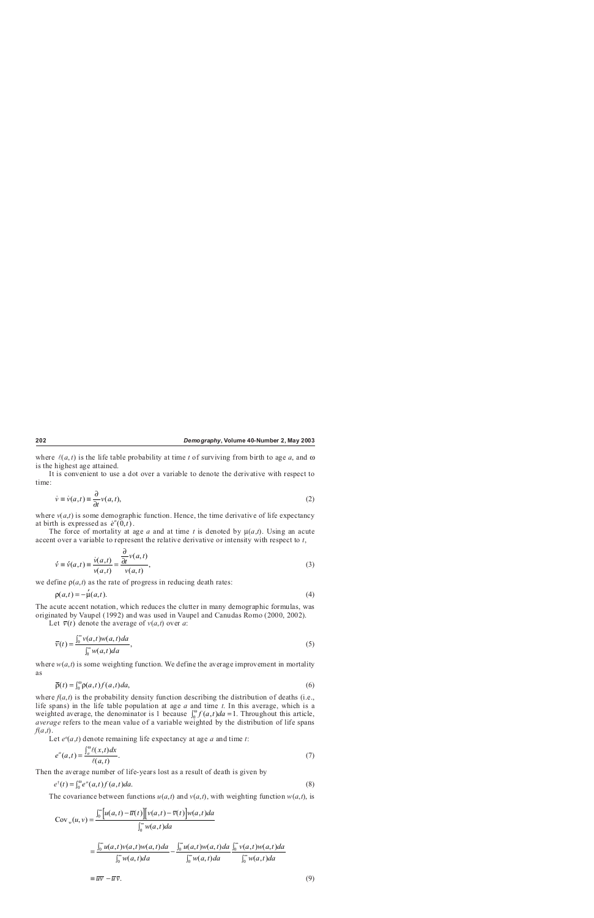where $\ell(a,t)$ is the life table probability at time $t$ of surviving from birth to age $a$, and $\omega$ is the highest age attained.

It is convenient to use a dot over a variable to denote the derivative with respect to time:

$$\dot{v} \equiv \dot{v}(a,t) \equiv \frac{\partial}{\partial t} v(a,t), \tag{2}$$

where $v(a,t)$ is some demographic function. Hence, the time derivative of life expectancy at birth is expressed as $\dot{e}^o(0,t)$.

The force of mortality at age $a$ and at time $t$ is denoted by $\mu(a,t)$. Using an acute accent over a variable to represent the relative derivative or intensity with respect to $t$,

$$\acute{v} \equiv \acute{v}(a,t) \equiv \frac{\dot{v}(a,t)}{v(a,t)} = \frac{\dfrac{\partial}{\partial t} v(a,t)}{v(a,t)}, \tag{3}$$

we define $\rho(a,t)$ as the rate of progress in reducing death rates:

$$\rho(a,t) = -\acute{\mu}(a,t). \tag{4}$$

The acute accent notation, which reduces the clutter in many demographic formulas, was originated by Vaupel (1992) and was used in Vaupel and Canudas Romo (2000, 2002).

Let $\bar{v}(t)$ denote the average of $v(a,t)$ over $a$:

$$\bar{v}(t) = \frac{\int_0^\infty v(a,t) w(a,t)da}{\int_0^\infty w(a,t)da}, \tag{5}$$

where $w(a,t)$ is some weighting function. We define the average improvement in mortality as

$$\bar{\rho}(t) = \int_0^\omega \rho(a,t) f(a,t)da, \tag{6}$$

where $f(a,t)$ is the probability density function describing the distribution of deaths (i.e., life spans) in the life table population at age $a$ and time $t$. In this average, which is a weighted average, the denominator is 1 because $\int_0^\omega f(a,t)da = 1$. Throughout this article, *average* refers to the mean value of a variable weighted by the distribution of life spans $f(a,t)$.

Let $e^o(a,t)$ denote remaining life expectancy at age $a$ and time $t$:

$$e^o(a,t) = \frac{\int_a^\omega \ell(x,t)dx}{\ell(a,t)}. \tag{7}$$

Then the average number of life-years lost as a result of death is given by

$$e^\dagger(t) = \int_0^\omega e^o(a,t) f(a,t)da. \tag{8}$$

The covariance between functions $u(a,t)$ and $v(a,t)$, with weighting function $w(a,t)$, is

$$\begin{aligned}
\mathrm{Cov}_w(u,v) &= \frac{\int_0^\infty \left[u(a,t) - \bar{u}(t)\right]\left[v(a,t) - \bar{v}(t)\right] w(a,t)da}{\int_0^\infty w(a,t)da} \\
&= \frac{\int_0^\infty u(a,t)v(a,t)w(a,t)da}{\int_0^\infty w(a,t)da} - \frac{\int_0^\infty u(a,t)w(a,t)da}{\int_0^\infty w(a,t)da} \frac{\int_0^\infty v(a,t)w(a,t)da}{\int_0^\infty w(a,t)da} \\
&\equiv \overline{uv} - \bar{u}\,\bar{v}.
\end{aligned} \tag{9}$$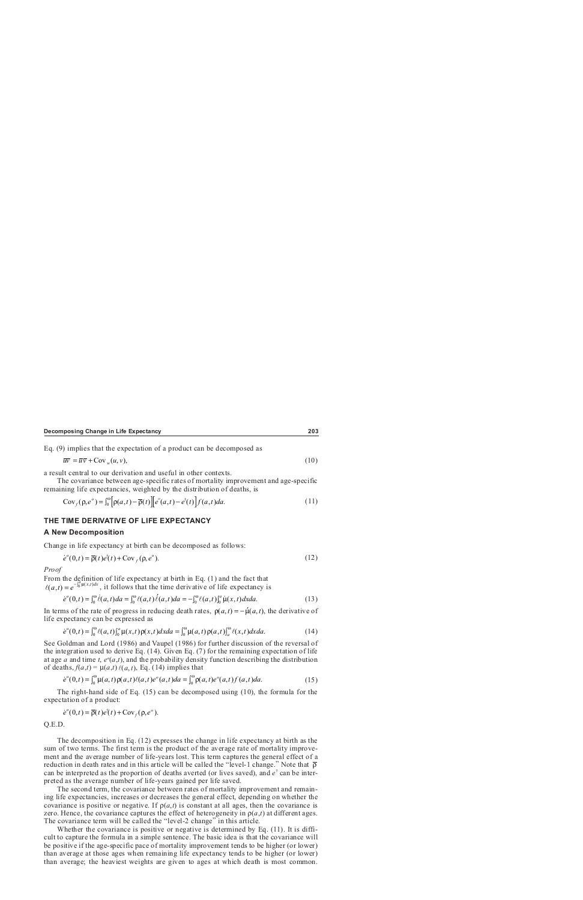Eq. (9) implies that the expectation of a product can be decomposed as

$$\overline{uv} = \bar{u}\bar{v} + \text{Cov}_w(u, v), \tag{10}$$

a result central to our derivation and useful in other contexts.

The covariance between age-specific rates of mortality improvement and age-specific remaining life expectancies, weighted by the distribution of deaths, is

$$\text{Cov}_f(\rho, e^o) = \int_0^\omega \left[\rho(a,t) - \bar{\rho}(t)\right]\left[e^o(a,t) - e^\dagger(t)\right] f(a,t)da. \tag{11}$$

## THE TIME DERIVATIVE OF LIFE EXPECTANCY

### A New Decomposition

Change in life expectancy at birth can be decomposed as follows:

$$\dot{e}^o(0,t) = \bar{\rho}(t)e^\dagger(t) + \text{Cov}_f(\rho, e^o). \tag{12}$$

*Proof*

From the definition of life expectancy at birth in Eq. (1) and the fact that $\ell(a,t) = e^{-\int_0^a \mu(x,t)dx}$, it follows that the time derivative of life expectancy is

$$\dot{e}^o(0,t) = \int_0^\omega \dot{\ell}(a,t)da = \int_0^\omega \ell(a,t)\acute{\ell}(a,t)da = -\int_0^\omega \ell(a,t)\int_0^a \dot{\mu}(x,t)dxda. \tag{13}$$

In terms of the rate of progress in reducing death rates, $\rho(a,t) = -\acute{\mu}(a,t)$, the derivative of life expectancy can be expressed as

$$\dot{e}^o(0,t) = \int_0^\omega \ell(a,t)\int_0^a \mu(x,t)\rho(x,t)dxda = \int_0^\omega \mu(a,t)\rho(a,t)\int_a^\omega \ell(x,t)dxda. \tag{14}$$

See Goldman and Lord (1986) and Vaupel (1986) for further discussion of the reversal of the integration used to derive Eq. (14). Given Eq. (7) for the remaining expectation of life at age $a$ and time $t$, $e^o(a,t)$, and the probability density function describing the distribution of deaths, $f(a,t) = \mu(a,t)\,\ell(a,t)$, Eq. (14) implies that

$$\dot{e}^o(0,t) = \int_0^\omega \mu(a,t)\rho(a,t)\ell(a,t)e^o(a,t)da = \int_0^\omega \rho(a,t)e^o(a,t)f(a,t)da. \tag{15}$$

The right-hand side of Eq. (15) can be decomposed using (10), the formula for the expectation of a product:

$$\dot{e}^o(0,t) = \bar{\rho}(t)e^\dagger(t) + \text{Cov}_f(\rho, e^o).$$

Q.E.D.

The decomposition in Eq. (12) expresses the change in life expectancy at birth as the sum of two terms. The first term is the product of the average rate of mortality improvement and the average number of life-years lost. This term captures the general effect of a reduction in death rates and in this article will be called the "level-1 change." Note that $\bar{\rho}$ can be interpreted as the proportion of deaths averted (or lives saved), and $e^\dagger$ can be interpreted as the average number of life-years gained per life saved.

The second term, the covariance between rates of mortality improvement and remaining life expectancies, increases or decreases the general effect, depending on whether the covariance is positive or negative. If $\rho(a,t)$ is constant at all ages, then the covariance is zero. Hence, the covariance captures the effect of heterogeneity in $\rho(a,t)$ at different ages. The covariance term will be called the "level-2 change" in this article.

Whether the covariance is positive or negative is determined by Eq. (11). It is difficult to capture the formula in a simple sentence. The basic idea is that the covariance will be positive if the age-specific pace of mortality improvement tends to be higher (or lower) than average at those ages when remaining life expectancy tends to be higher (or lower) than average; the heaviest weights are given to ages at which death is most common.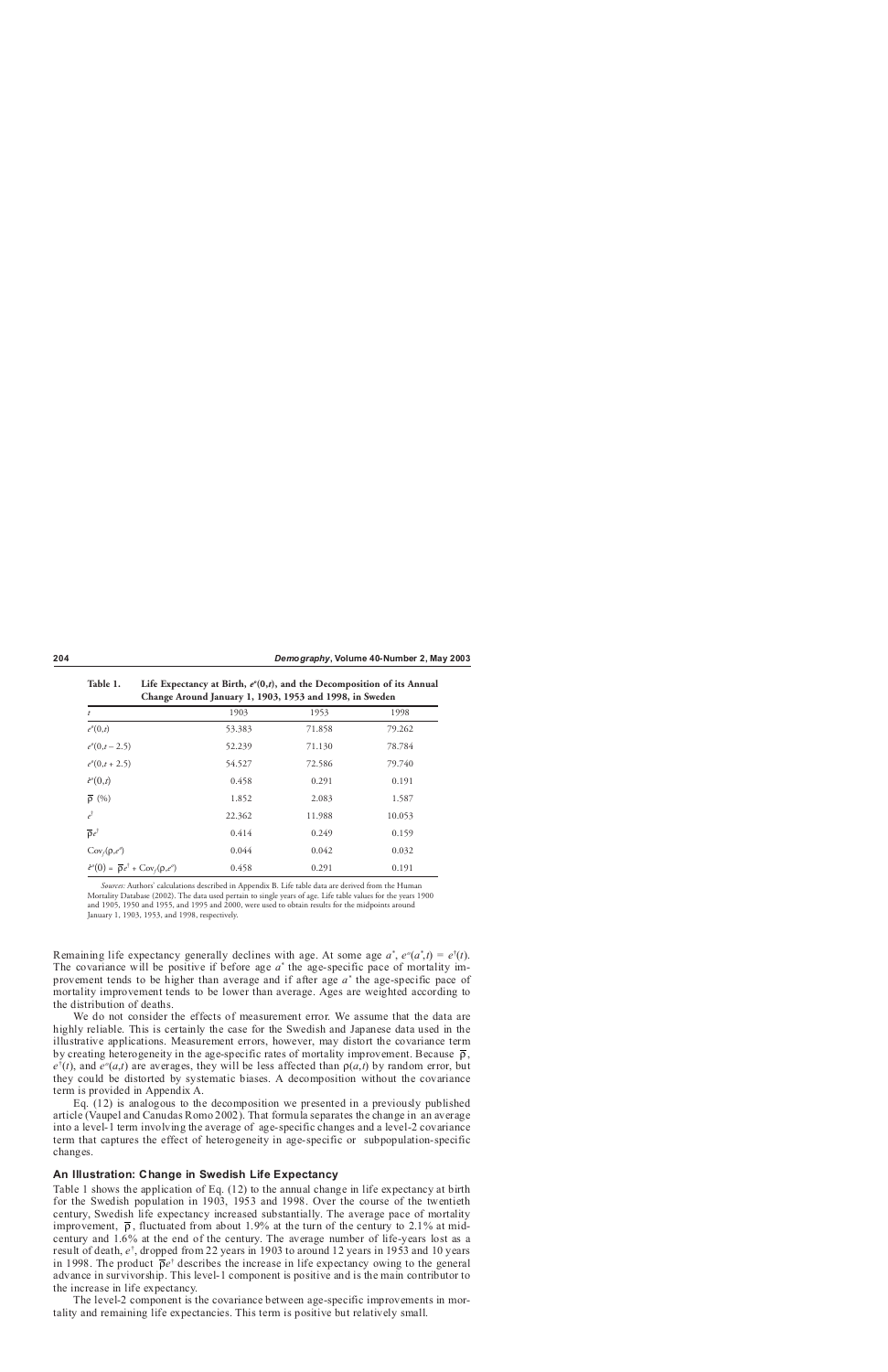**Table 1. Life Expectancy at Birth, $e^o(0,t)$, and the Decomposition of its Annual Change Around January 1, 1903, 1953 and 1998, in Sweden**

| $t$ | 1903 | 1953 | 1998 |
|---|---|---|---|
| $e^o(0,t)$ | 53.383 | 71.858 | 79.262 |
| $e^o(0,t-2.5)$ | 52.239 | 71.130 | 78.784 |
| $e^o(0,t+2.5)$ | 54.527 | 72.586 | 79.740 |
| $\dot{e}^o(0,t)$ | 0.458 | 0.291 | 0.191 |
| $\bar{\rho}$ (%) | 1.852 | 2.083 | 1.587 |
| $e^\dagger$ | 22.362 | 11.988 | 10.053 |
| $\bar{\rho}e^\dagger$ | 0.414 | 0.249 | 0.159 |
| $\mathrm{Cov}_f(\rho,e^o)$ | 0.044 | 0.042 | 0.032 |
| $\dot{e}^o(0) = \bar{\rho}e^\dagger + \mathrm{Cov}_f(\rho,e^o)$ | 0.458 | 0.291 | 0.191 |

*Sources:* Authors' calculations described in Appendix B. Life table data are derived from the Human Mortality Database (2002). The data used pertain to single years of age. Life table values for the years 1900 and 1905, 1950 and 1955, and 1995 and 2000, were used to obtain results for the midpoints around January 1, 1903, 1953, and 1998, respectively.

Remaining life expectancy generally declines with age. At some age $a^*$, $e^o(a^*,t) = e^\dagger(t)$. The covariance will be positive if before age $a^*$ the age-specific pace of mortality improvement tends to be higher than average and if after age $a^*$ the age-specific pace of mortality improvement tends to be lower than average. Ages are weighted according to the distribution of deaths.

We do not consider the effects of measurement error. We assume that the data are highly reliable. This is certainly the case for the Swedish and Japanese data used in the illustrative applications. Measurement errors, however, may distort the covariance term by creating heterogeneity in the age-specific rates of mortality improvement. Because $\bar{\rho}$, $e^\dagger(t)$, and $e^o(a,t)$ are averages, they will be less affected than $\rho(a,t)$ by random error, but they could be distorted by systematic biases. A decomposition without the covariance term is provided in Appendix A.

Eq. (12) is analogous to the decomposition we presented in a previously published article (Vaupel and Canudas Romo 2002). That formula separates the change in an average into a level-1 term involving the average of age-specific changes and a level-2 covariance term that captures the effect of heterogeneity in age-specific or subpopulation-specific changes.

## An Illustration: Change in Swedish Life Expectancy

Table 1 shows the application of Eq. (12) to the annual change in life expectancy at birth for the Swedish population in 1903, 1953 and 1998. Over the course of the twentieth century, Swedish life expectancy increased substantially. The average pace of mortality improvement, $\bar{\rho}$, fluctuated from about 1.9% at the turn of the century to 2.1% at mid-century and 1.6% at the end of the century. The average number of life-years lost as a result of death, $e^\dagger$, dropped from 22 years in 1903 to around 12 years in 1953 and 10 years in 1998. The product $\bar{\rho}e^\dagger$ describes the increase in life expectancy owing to the general advance in survivorship. This level-1 component is positive and is the main contributor to the increase in life expectancy.

The level-2 component is the covariance between age-specific improvements in mortality and remaining life expectancies. This term is positive but relatively small.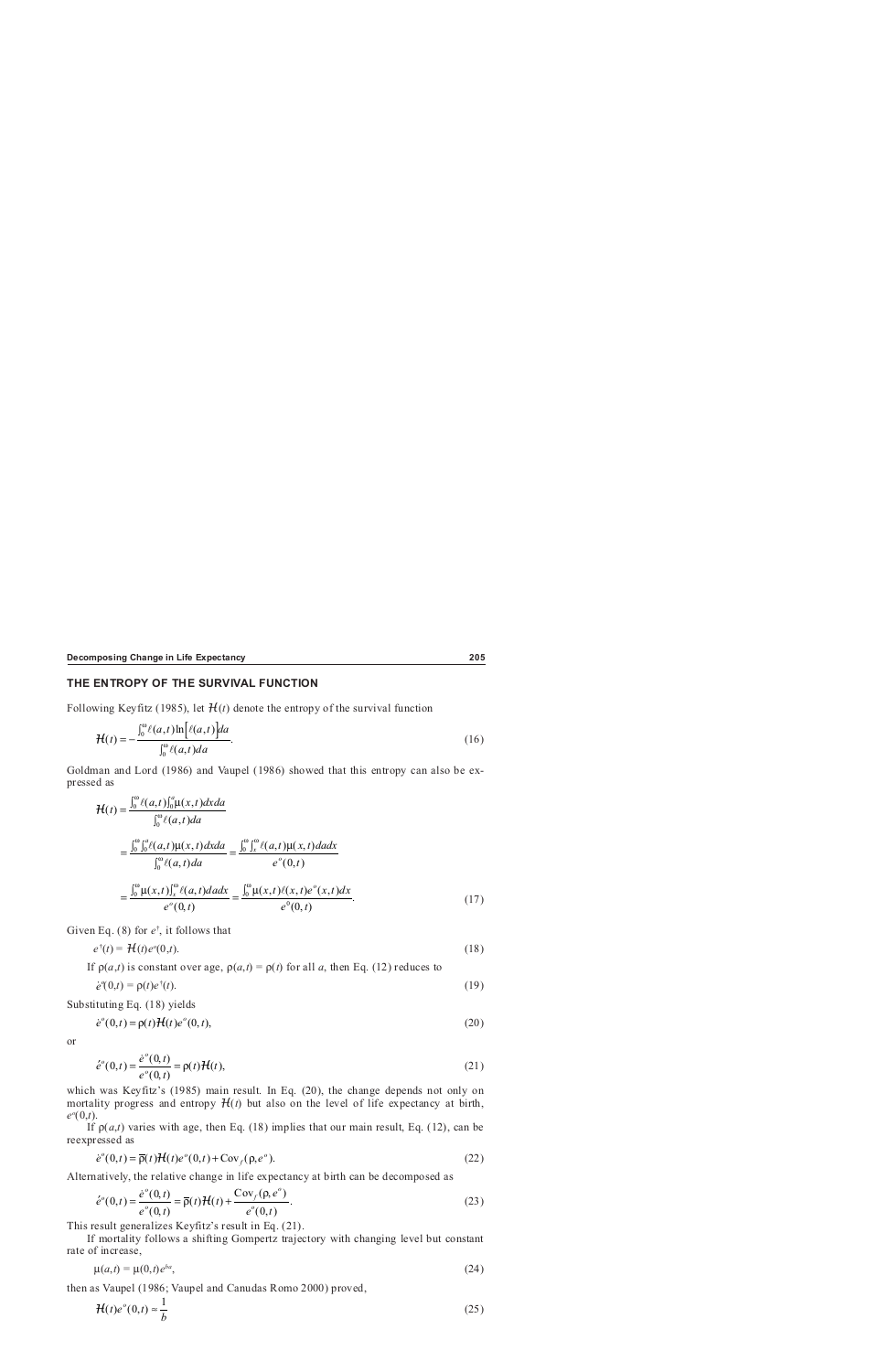## THE ENTROPY OF THE SURVIVAL FUNCTION

Following Keyfitz (1985), let $\mathcal{H}(t)$ denote the entropy of the survival function

$$\mathcal{H}(t) = -\frac{\int_0^{\omega} \ell(a,t) \ln\left[\ell(a,t)\right] da}{\int_0^{\omega} \ell(a,t) da}. \tag{16}$$

Goldman and Lord (1986) and Vaupel (1986) showed that this entropy can also be expressed as

$$\begin{aligned}
\mathcal{H}(t) &= \frac{\int_0^{\omega} \ell(a,t) \int_0^{a} \mu(x,t) dx da}{\int_0^{\omega} \ell(a,t) da} \\
&= \frac{\int_0^{\omega} \int_0^{a} \ell(a,t) \mu(x,t) dx da}{\int_0^{\omega} \ell(a,t) da} = \frac{\int_0^{\omega} \int_x^{\omega} \ell(a,t) \mu(x,t) da dx}{e^o(0,t)} \\
&= \frac{\int_0^{\omega} \mu(x,t) \int_x^{\omega} \ell(a,t) da dx}{e^o(0,t)} = \frac{\int_0^{\omega} \mu(x,t) \ell(x,t) e^o(x,t) dx}{e^0(0,t)}.
\end{aligned} \tag{17}$$

Given Eq. (8) for $e^{\dagger}$, it follows that

$$e^{\dagger}(t) = \mathcal{H}(t) e^o(0,t). \tag{18}$$

If $\rho(a,t)$ is constant over age, $\rho(a,t) = \rho(t)$ for all $a$, then Eq. (12) reduces to

$$\dot{e}^o(0,t) = \rho(t) e^{\dagger}(t). \tag{19}$$

Substituting Eq. (18) yields

$$\dot{e}^o(0,t) = \rho(t) \mathcal{H}(t) e^o(0,t), \tag{20}$$

or

$$\acute{e}^o(0,t) = \frac{\dot{e}^o(0,t)}{e^o(0,t)} = \rho(t) \mathcal{H}(t), \tag{21}$$

which was Keyfitz's (1985) main result. In Eq. (20), the change depends not only on mortality progress and entropy $\mathcal{H}(t)$ but also on the level of life expectancy at birth, $e^o(0,t)$.

If $\rho(a,t)$ varies with age, then Eq. (18) implies that our main result, Eq. (12), can be reexpressed as

$$\dot{e}^o(0,t) = \bar{\rho}(t) \mathcal{H}(t) e^o(0,t) + \mathrm{Cov}_f(\rho, e^o). \tag{22}$$

Alternatively, the relative change in life expectancy at birth can be decomposed as

$$\acute{e}^o(0,t) = \frac{\dot{e}^o(0,t)}{e^o(0,t)} = \bar{\rho}(t) \mathcal{H}(t) + \frac{\mathrm{Cov}_f(\rho, e^o)}{e^o(0,t)}. \tag{23}$$

This result generalizes Keyfitz's result in Eq. (21).

If mortality follows a shifting Gompertz trajectory with changing level but constant rate of increase,

$$\mu(a,t) = \mu(0,t) e^{ba}, \tag{24}$$

then as Vaupel (1986; Vaupel and Canudas Romo 2000) proved,

$$\mathcal{H}(t) e^o(0,t) \approx \frac{1}{b} \tag{25}$$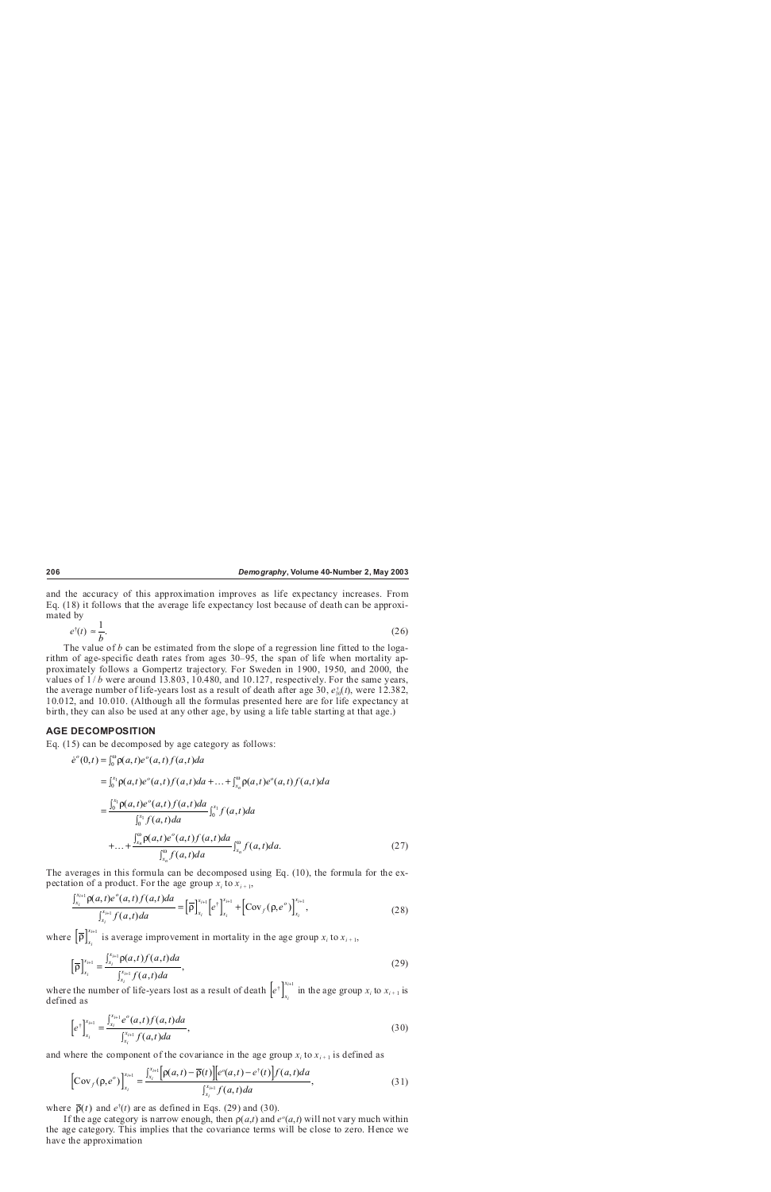and the accuracy of this approximation improves as life expectancy increases. From Eq. (18) it follows that the average life expectancy lost because of death can be approximated by

$$e^{\dagger}(t) \approx \frac{1}{b}. \tag{26}$$

The value of $b$ can be estimated from the slope of a regression line fitted to the logarithm of age-specific death rates from ages 30–95, the span of life when mortality approximately follows a Gompertz trajectory. For Sweden in 1900, 1950, and 2000, the values of $1/b$ were around 13.803, 10.480, and 10.127, respectively. For the same years, the average number of life-years lost as a result of death after age 30, $e^{\dagger}_{30}(t)$, were 12.382, 10.012, and 10.010. (Although all the formulas presented here are for life expectancy at birth, they can also be used at any other age, by using a life table starting at that age.)

## AGE DECOMPOSITION

Eq. (15) can be decomposed by age category as follows:

$$\begin{aligned}
\dot{e}^{o}(0,t) &= \int_0^{\omega} \rho(a,t)e^{o}(a,t)f(a,t)da \\
&= \int_0^{x_1} \rho(a,t)e^{o}(a,t)f(a,t)da + \ldots + \int_{x_n}^{\omega} \rho(a,t)e^{o}(a,t)f(a,t)da \\
&= \frac{\int_0^{x_1} \rho(a,t)e^{o}(a,t)f(a,t)da}{\int_0^{x_1} f(a,t)da} \int_0^{x_1} f(a,t)da \\
&\quad + \ldots + \frac{\int_{x_n}^{\omega} \rho(a,t)e^{o}(a,t)f(a,t)da}{\int_{x_n}^{\omega} f(a,t)da} \int_{x_n}^{\omega} f(a,t)da.
\end{aligned} \tag{27}$$

The averages in this formula can be decomposed using Eq. (10), the formula for the expectation of a product. For the age group $x_i$ to $x_{i+1}$,

$$\frac{\int_{x_i}^{x_{i+1}} \rho(a,t)e^{o}(a,t)f(a,t)da}{\int_{x_i}^{x_{i+1}} f(a,t)da} = \left[\overline{\rho}\right]_{x_i}^{x_{i+1}} \left[e^{\dagger}\right]_{x_i}^{x_{i+1}} + \left[\text{Cov}_f(\rho, e^{o})\right]_{x_i}^{x_{i+1}}, \tag{28}$$

where $\left[\overline{\rho}\right]_{x_i}^{x_{i+1}}$ is average improvement in mortality in the age group $x_i$ to $x_{i+1}$,

$$\left[\overline{\rho}\right]_{x_i}^{x_{i+1}} = \frac{\int_{x_i}^{x_{i+1}} \rho(a,t)f(a,t)da}{\int_{x_i}^{x_{i+1}} f(a,t)da}, \tag{29}$$

where the number of life-years lost as a result of death $\left[e^{\dagger}\right]_{x_i}^{x_{i+1}}$ in the age group $x_i$ to $x_{i+1}$ is defined as

$$\left[e^{\dagger}\right]_{x_i}^{x_{i+1}} = \frac{\int_{x_i}^{x_{i+1}} e^{o}(a,t)f(a,t)da}{\int_{x_i}^{x_{i+1}} f(a,t)da}, \tag{30}$$

and where the component of the covariance in the age group $x_i$ to $x_{i+1}$ is defined as

$$\left[\text{Cov}_f(\rho, e^{o})\right]_{x_i}^{x_{i+1}} = \frac{\int_{x_i}^{x_{i+1}} \left[\rho(a,t) - \overline{\rho}(t)\right]\left[e^{o}(a,t) - e^{\dagger}(t)\right]f(a,t)da}{\int_{x_i}^{x_{i+1}} f(a,t)da}, \tag{31}$$

where $\overline{\rho}(t)$ and $e^{\dagger}(t)$ are as defined in Eqs. (29) and (30).

If the age category is narrow enough, then $\rho(a,t)$ and $e^{o}(a,t)$ will not vary much within the age category. This implies that the covariance terms will be close to zero. Hence we have the approximation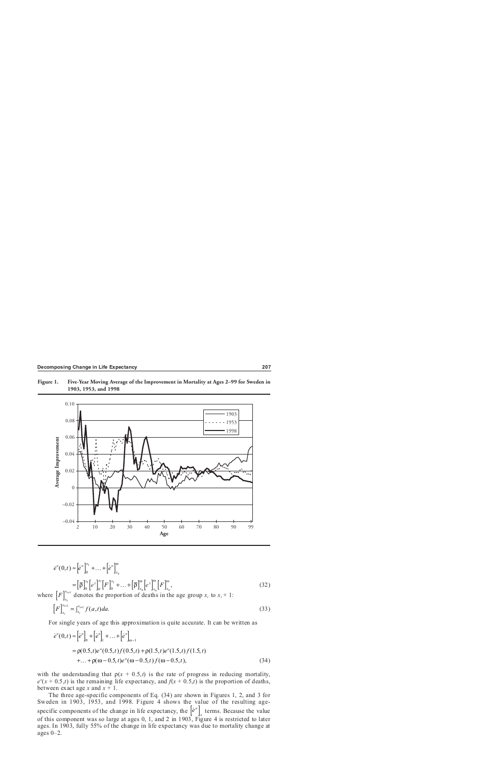**Figure 1. Five-Year Moving Average of the Improvement in Mortality at Ages 2–99 for Sweden in 1903, 1953, and 1998**

$$\dot{e}^o(0,t) \approx \left[\dot{e}^o\right]_0^{x_1} + \ldots + \left[\dot{e}^o\right]_{x_n}^{\omega}$$

$$= \left[\bar{\rho}\right]_0^{x_1}\left[e^+\right]_0^{x_1}\left[F\right]_0^{x_1} + \ldots + \left[\bar{\rho}\right]_{x_n}^{\omega}\left[e^+\right]_{x_n}^{\omega}\left[F\right]_{x_n}^{\omega}, \tag{32}$$

where $\left[F\right]_{x_i}^{x_{i+1}}$ denotes the proportion of deaths in the age group $x_i$ to $x_i + 1$:

$$\left[F\right]_{x_i}^{x_{i+1}} = \int_{x_i}^{x_{i+1}} f(a,t)da. \tag{33}$$

For single years of age this approximation is quite accurate. It can be written as

$$\dot{e}^o(0,t) \approx \left[\dot{e}^o\right]_0 + \left[\dot{e}^o\right]_1 + \ldots + \left[\dot{e}^o\right]_{\omega-1}$$

$$= \rho(0.5,t)e^o(0.5,t)f(0.5,t) + \rho(1.5,t)e^o(1.5,t)f(1.5,t) + \ldots + \rho(\omega - 0.5,t)e^o(\omega - 0.5,t)f(\omega - 0.5,t), \tag{34}$$

with the understanding that $\rho(x + 0.5,t)$ is the rate of progress in reducing mortality, $e^o(x + 0.5,t)$ is the remaining life expectancy, and $f(x + 0.5,t)$ is the proportion of deaths, between exact age $x$ and $x + 1$.

The three age-specific components of Eq. (34) are shown in Figures 1, 2, and 3 for Sweden in 1903, 1953, and 1998. Figure 4 shows the value of the resulting age-specific components of the change in life expectancy, the $\left[\dot{e}^o\right]_x$ terms. Because the value of this component was so large at ages 0, 1, and 2 in 1903, Figure 4 is restricted to later ages. In 1903, fully 55% of the change in life expectancy was due to mortality change at ages 0–2.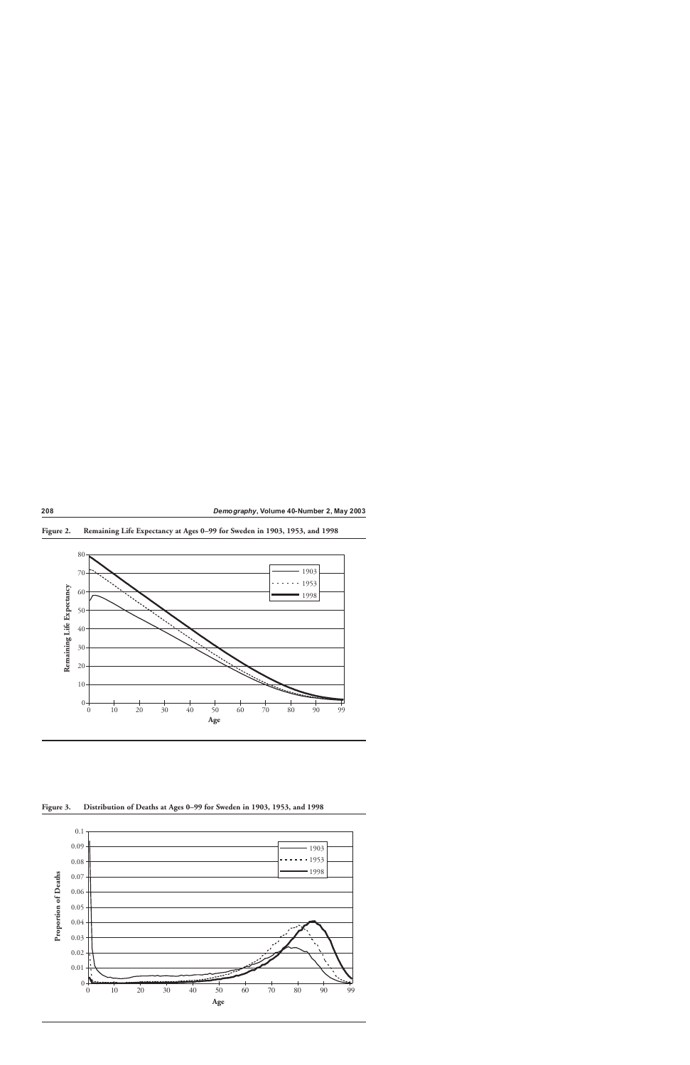Figure 2. Remaining Life Expectancy at Ages 0–99 for Sweden in 1903, 1953, and 1998

Figure 3. Distribution of Deaths at Ages 0–99 for Sweden in 1903, 1953, and 1998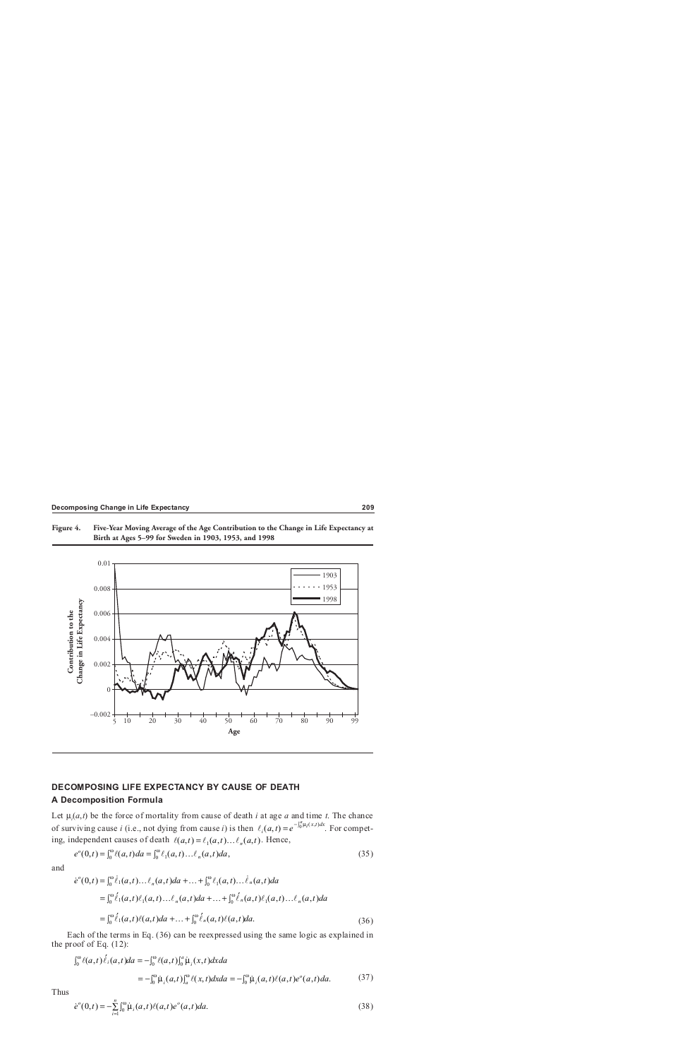**Figure 4. Five-Year Moving Average of the Age Contribution to the Change in Life Expectancy at Birth at Ages 5–99 for Sweden in 1903, 1953, and 1998**

## DECOMPOSING LIFE EXPECTANCY BY CAUSE OF DEATH

### A Decomposition Formula

Let $\mu_i(a,t)$ be the force of mortality from cause of death $i$ at age $a$ and time $t$. The chance of surviving cause $i$ (i.e., not dying from cause $i$) is then $\ell_i(a,t) = e^{-\int_0^a \mu_i(x,t)dx}$. For competing, independent causes of death $\ell(a,t) = \ell_1(a,t)\ldots\ell_n(a,t)$. Hence,

$$e^o(0,t) = \int_0^\omega \ell(a,t)da = \int_0^\omega \ell_1(a,t)\ldots\ell_n(a,t)da, \tag{35}$$

and

$$\begin{aligned}
\dot{e}^o(0,t) &= \int_0^\omega \dot{\ell}_1(a,t)\ldots\ell_n(a,t)da + \ldots + \int_0^\omega \ell_1(a,t)\ldots\dot{\ell}_n(a,t)da \\
&= \int_0^\omega \acute{\ell}_1(a,t)\ell_1(a,t)\ldots\ell_n(a,t)da + \ldots + \int_0^\omega \acute{\ell}_n(a,t)\ell_1(a,t)\ldots\ell_n(a,t)da \\
&= \int_0^\omega \acute{\ell}_1(a,t)\ell(a,t)da + \ldots + \int_0^\omega \acute{\ell}_n(a,t)\ell(a,t)da.
\end{aligned} \tag{36}$$

Each of the terms in Eq. (36) can be reexpressed using the same logic as explained in the proof of Eq. (12):

$$\begin{aligned}
\int_0^\omega \ell(a,t)\acute{\ell}_i(a,t)da &= -\int_0^\omega \ell(a,t)\int_0^a \dot{\mu}_i(x,t)dxda \\
&= -\int_0^\omega \dot{\mu}_i(a,t)\int_a^\omega \ell(x,t)dxda = -\int_0^\omega \dot{\mu}_i(a,t)\ell(a,t)e^o(a,t)da.
\end{aligned} \tag{37}$$

Thus

$$\dot{e}^o(0,t) = -\sum_{i=1}^n \int_0^\omega \dot{\mu}_i(a,t)\ell(a,t)e^o(a,t)da. \tag{38}$$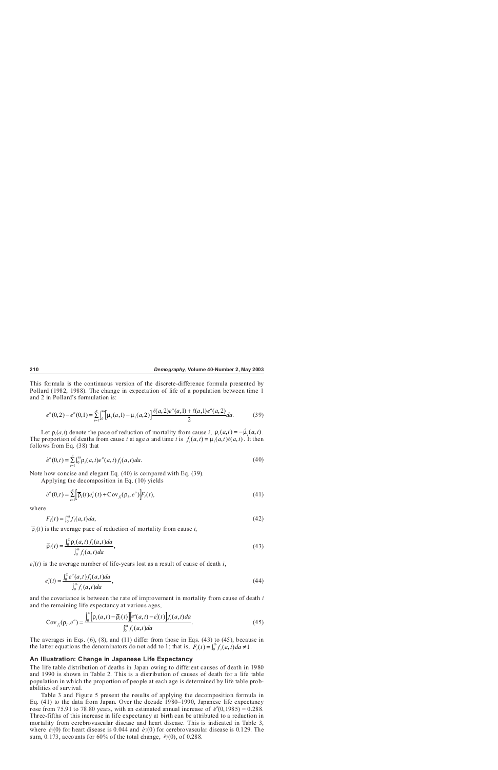This formula is the continuous version of the discrete-difference formula presented by Pollard (1982, 1988). The change in expectation of life of a population between time 1 and 2 in Pollard's formulation is:

$$e^o(0,2) - e^o(0,1) = \sum_{i=1}^{n} \int_0^{\omega} \left[\mu_i(a,1) - \mu_i(a,2)\right] \frac{\ell(a,2)e^o(a,1) + \ell(a,1)e^o(a,2)}{2} da. \tag{39}$$

Let $\rho_i(a,t)$ denote the pace of reduction of mortality from cause $i$, $\rho_i(a,t) = -\acute{\mu}_i(a,t)$. The proportion of deaths from cause $i$ at age $a$ and time $t$ is $f_i(a,t) = \mu_i(a,t)\ell(a,t)$. It then follows from Eq. (38) that

$$\dot{e}^o(0,t) = \sum_{i=1}^{n} \int_0^{\omega} \rho_i(a,t) e^o(a,t) f_i(a,t) da. \tag{40}$$

Note how concise and elegant Eq. (40) is compared with Eq. (39).

Applying the decomposition in Eq. (10) yields

$$\dot{e}^o(0,t) = \sum_{i=1}^{n} \left[\overline{\rho}_i(t) e_i^\dagger(t) + \text{Cov}_{f_i}(\rho_i, e^o)\right] F_i(t), \tag{41}$$

where

$$F_i(t) = \int_0^{\omega} f_i(a,t) da, \tag{42}$$

$\overline{\rho}_i(t)$ is the average pace of reduction of mortality from cause $i$,

$$\overline{\rho}_i(t) = \frac{\int_0^{\omega} \rho_i(a,t) f_i(a,t) da}{\int_0^{\omega} f_i(a,t) da}, \tag{43}$$

$e_i^\dagger(t)$ is the average number of life-years lost as a result of cause of death $i$,

$$e_i^\dagger(t) = \frac{\int_0^{\omega} e^o(a,t) f_i(a,t) da}{\int_0^{\omega} f_i(a,t) da}, \tag{44}$$

and the covariance is between the rate of improvement in mortality from cause of death $i$ and the remaining life expectancy at various ages,

$$\text{Cov}_{f_i}(\rho_i, e^o) = \frac{\int_0^{\omega} \left[\rho_i(a,t) - \overline{\rho}_i(t)\right]\left[e^o(a,t) - e_i^\dagger(t)\right] f_i(a,t) da}{\int_0^{\omega} f_i(a,t) da}. \tag{45}$$

The averages in Eqs. (6), (8), and (11) differ from those in Eqs. (43) to (45), because in the latter equations the denominators do not add to 1; that is, $F_i(t) = \int_0^{\omega} f_i(a,t) da \neq 1$.

## An Illustration: Change in Japanese Life Expectancy

The life table distribution of deaths in Japan owing to different causes of death in 1980 and 1990 is shown in Table 2. This is a distribution of causes of death for a life table population in which the proportion of people at each age is determined by life table probabilities of survival.

Table 3 and Figure 5 present the results of applying the decomposition formula in Eq. (41) to the data from Japan. Over the decade 1980–1990, Japanese life expectancy rose from 75.91 to 78.80 years, with an estimated annual increase of $\dot{e}^o(0,1985) = 0.288$. Three-fifths of this increase in life expectancy at birth can be attributed to a reduction in mortality from cerebrovascular disease and heart disease. This is indicated in Table 3, where $\dot{e}_i^o(0)$ for heart disease is 0.044 and $\dot{e}_i^o(0)$ for cerebrovascular disease is 0.129. The sum, 0.173, accounts for 60% of the total change, $\dot{e}_i^o(0)$, of 0.288.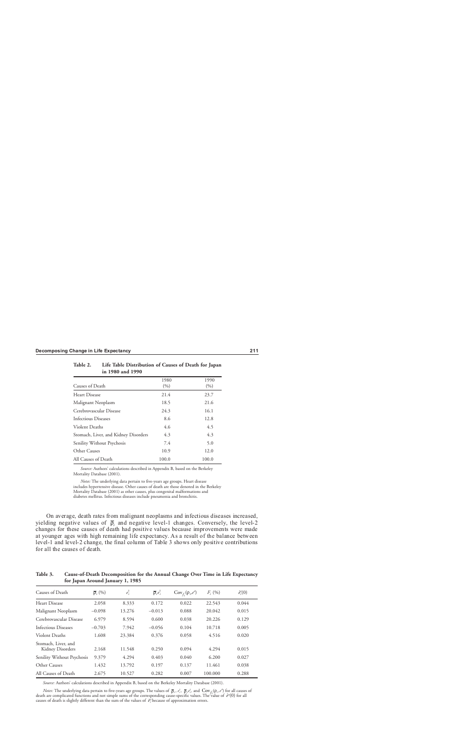**Table 2. Life Table Distribution of Causes of Death for Japan in 1980 and 1990**

| Causes of Death | 1980 (%) | 1990 (%) |
|---|---|---|
| Heart Disease | 21.4 | 23.7 |
| Malignant Neoplasm | 18.5 | 21.6 |
| Cerebrovascular Disease | 24.3 | 16.1 |
| Infectious Diseases | 8.6 | 12.8 |
| Violent Deaths | 4.6 | 4.5 |
| Stomach, Liver, and Kidney Disorders | 4.3 | 4.3 |
| Senility Without Psychosis | 7.4 | 5.0 |
| Other Causes | 10.9 | 12.0 |
| All Causes of Death | 100.0 | 100.0 |

*Source:* Authors' calculations described in Appendix B, based on the Berkeley Mortality Database (2001).

*Notes:* The underlying data pertain to five-years age groups. Heart disease includes hypertensive disease. Other causes of death are those denoted in the Berkeley Mortality Database (2001) as other causes, plus congenital malformations and diabetes mellitus. Infectious diseases include pneumonia and bronchitis.

On average, death rates from malignant neoplasms and infectious diseases increased, yielding negative values of $\overline{\rho}_i$ and negative level-1 changes. Conversely, the level-2 changes for these causes of death had positive values because improvements were made at younger ages with high remaining life expectancy. As a result of the balance between level-1 and level-2 change, the final column of Table 3 shows only positive contributions for all the causes of death.

**Table 3. Cause-of-Death Decomposition for the Annual Change Over Time in Life Expectancy for Japan Around January 1, 1985**

| Causes of Death | $\overline{\rho}_i$ (%) | $e_i^\dagger$ | $\overline{\rho}_i e_i^\dagger$ | $\mathrm{Cov}_{f_i}(\rho_i, e^o)$ | $F_i$ (%) | $\dot{e}_i^o(0)$ |
|---|---|---|---|---|---|---|
| Heart Disease | 2.058 | 8.333 | 0.172 | 0.022 | 22.543 | 0.044 |
| Malignant Neoplasm | –0.098 | 13.276 | –0.013 | 0.088 | 20.042 | 0.015 |
| Cerebrovascular Disease | 6.979 | 8.594 | 0.600 | 0.038 | 20.226 | 0.129 |
| Infectious Diseases | –0.703 | 7.942 | –0.056 | 0.104 | 10.718 | 0.005 |
| Violent Deaths | 1.608 | 23.384 | 0.376 | 0.058 | 4.516 | 0.020 |
| Stomach, Liver, and Kidney Disorders | 2.168 | 11.548 | 0.250 | 0.094 | 4.294 | 0.015 |
| Senility Without Psychosis | 9.379 | 4.294 | 0.403 | 0.040 | 6.200 | 0.027 |
| Other Causes | 1.432 | 13.792 | 0.197 | 0.137 | 11.461 | 0.038 |
| All Causes of Death | 2.675 | 10.527 | 0.282 | 0.007 | 100.000 | 0.288 |

*Source:* Authors' calculations described in Appendix B, based on the Berkeley Mortality Database (2001).

*Notes:* The underlying data pertain to five-years age groups. The values of $\overline{\rho}_i$, $e_i^\dagger$, $\overline{\rho}_i e_i^\dagger$, and $\mathrm{Cov}_{f_i}(\rho_i, e^o)$ for all causes of death are complicated functions and not simple sums of the corresponding cause-specific values. The value of $\dot{e}^o(0)$ for all causes of death is slightly different than the sum of the values of $\dot{e}_i^o$ because of approximation errors.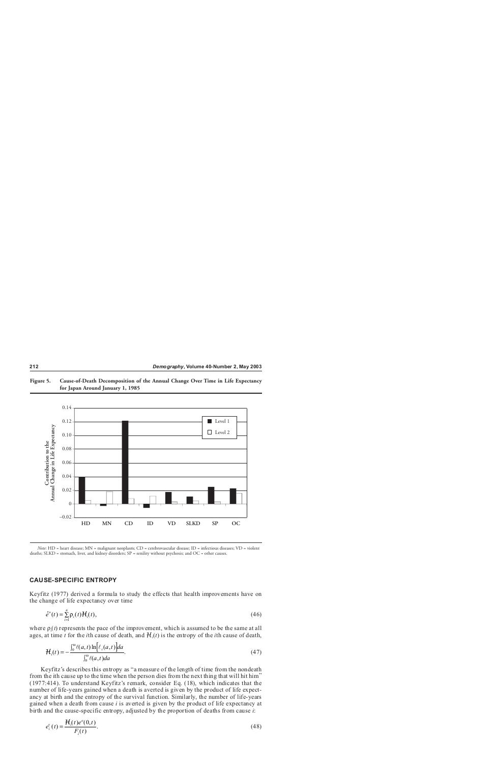**Figure 5. Cause-of-Death Decomposition of the Annual Change Over Time in Life Expectancy for Japan Around January 1, 1985**

*Note:* HD = heart disease; MN = malignant neoplasm; CD = cerebrovascular disease; ID = infectious diseases; VD = violent deaths; SLKD = stomach, liver, and kidney disorders; SP = senility without psychosis; and OC = other causes.

## CAUSE-SPECIFIC ENTROPY

Keyfitz (1977) derived a formula to study the effects that health improvements have on the change of life expectancy over time

$$\acute{e}^o(t) = \sum_{i=1}^{n} \rho_i(t)\mathcal{H}_i(t), \tag{46}$$

where $\rho_i(t)$ represents the pace of the improvement, which is assumed to be the same at all ages, at time $t$ for the $i$th cause of death, and $\mathcal{H}_i(t)$ is the entropy of the $i$th cause of death,

$$\mathcal{H}_i(t) = -\frac{\int_0^\omega \ell(a,t)\ln\left[\ell_i(a,t)\right]da}{\int_0^\omega \ell(a,t)da}. \tag{47}$$

Keyfitz's describes this entropy as "a measure of the length of time from the nondeath from the ith cause up to the time when the person dies from the next thing that will hit him" (1977:414). To understand Keyfitz's remark, consider Eq. (18), which indicates that the number of life-years gained when a death is averted is given by the product of life expectancy at birth and the entropy of the survival function. Similarly, the number of life-years gained when a death from cause $i$ is averted is given by the product of life expectancy at birth and the cause-specific entropy, adjusted by the proportion of deaths from cause $i$:

$$e_i^\dagger(t) = \frac{\mathcal{H}_i(t)e^o(0,t)}{F_i(t)}. \tag{48}$$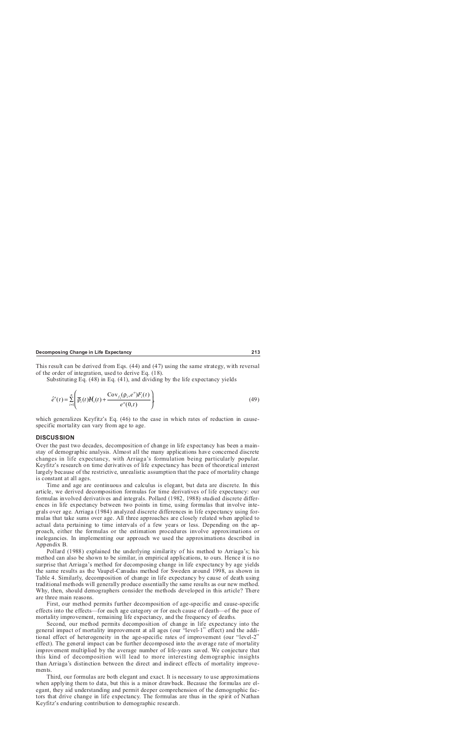This result can be derived from Eqs. (44) and (47) using the same strategy, with reversal of the order of integration, used to derive Eq. (18).

Substituting Eq. (48) in Eq. (41), and dividing by the life expectancy yields

$$\acute{e}^{o}(t) = \sum_{i=1}^{n} \left( \overline{\rho}_i(t) \mathcal{H}_i(t) + \frac{\text{Cov}_{f_i}(\rho_i, e^{o}) F_i(t)}{e^{o}(0,t)} \right), \tag{49}$$

which generalizes Keyfitz's Eq. (46) to the case in which rates of reduction in cause-specific mortality can vary from age to age.

## DISCUSSION

Over the past two decades, decomposition of change in life expectancy has been a mainstay of demographic analysis. Almost all the many applications have concerned discrete changes in life expectancy, with Arriaga's formulation being particularly popular. Keyfitz's research on time derivatives of life expectancy has been of theoretical interest largely because of the restrictive, unrealistic assumption that the pace of mortality change is constant at all ages.

Time and age are continuous and calculus is elegant, but data are discrete. In this article, we derived decomposition formulas for time derivatives of life expectancy: our formulas involved derivatives and integrals. Pollard (1982, 1988) studied discrete differences in life expectancy between two points in time, using formulas that involve integrals over age. Arriaga (1984) analyzed discrete differences in life expectancy using formulas that take sums over age. All three approaches are closely related when applied to actual data pertaining to time intervals of a few years or less. Depending on the approach, either the formulas or the estimation procedures involve approximations or inelegancies. In implementing our approach we used the approximations described in Appendix B.

Pollard (1988) explained the underlying similarity of his method to Arriaga's; his method can also be shown to be similar, in empirical applications, to ours. Hence it is no surprise that Arriaga's method for decomposing change in life expectancy by age yields the same results as the Vaupel-Canudas method for Sweden around 1998, as shown in Table 4. Similarly, decomposition of change in life expectancy by cause of death using traditional methods will generally produce essentially the same results as our new method. Why, then, should demographers consider the methods developed in this article? There are three main reasons.

First, our method permits further decomposition of age-specific and cause-specific effects into the effects—for each age category or for each cause of death—of the pace of mortality improvement, remaining life expectancy, and the frequency of deaths.

Second, our method permits decomposition of change in life expectancy into the general impact of mortality improvement at all ages (our "level-1" effect) and the additional effect of heterogeneity in the age-specific rates of improvement (our "level-2" effect). The general impact can be further decomposed into the average rate of mortality improvement multiplied by the average number of life-years saved. We conjecture that this kind of decomposition will lead to more interesting demographic insights than Arriaga's distinction between the direct and indirect effects of mortality improvements.

Third, our formulas are both elegant and exact. It is necessary to use approximations when applying them to data, but this is a minor drawback. Because the formulas are elegant, they aid understanding and permit deeper comprehension of the demographic factors that drive change in life expectancy. The formulas are thus in the spirit of Nathan Keyfitz's enduring contribution to demographic research.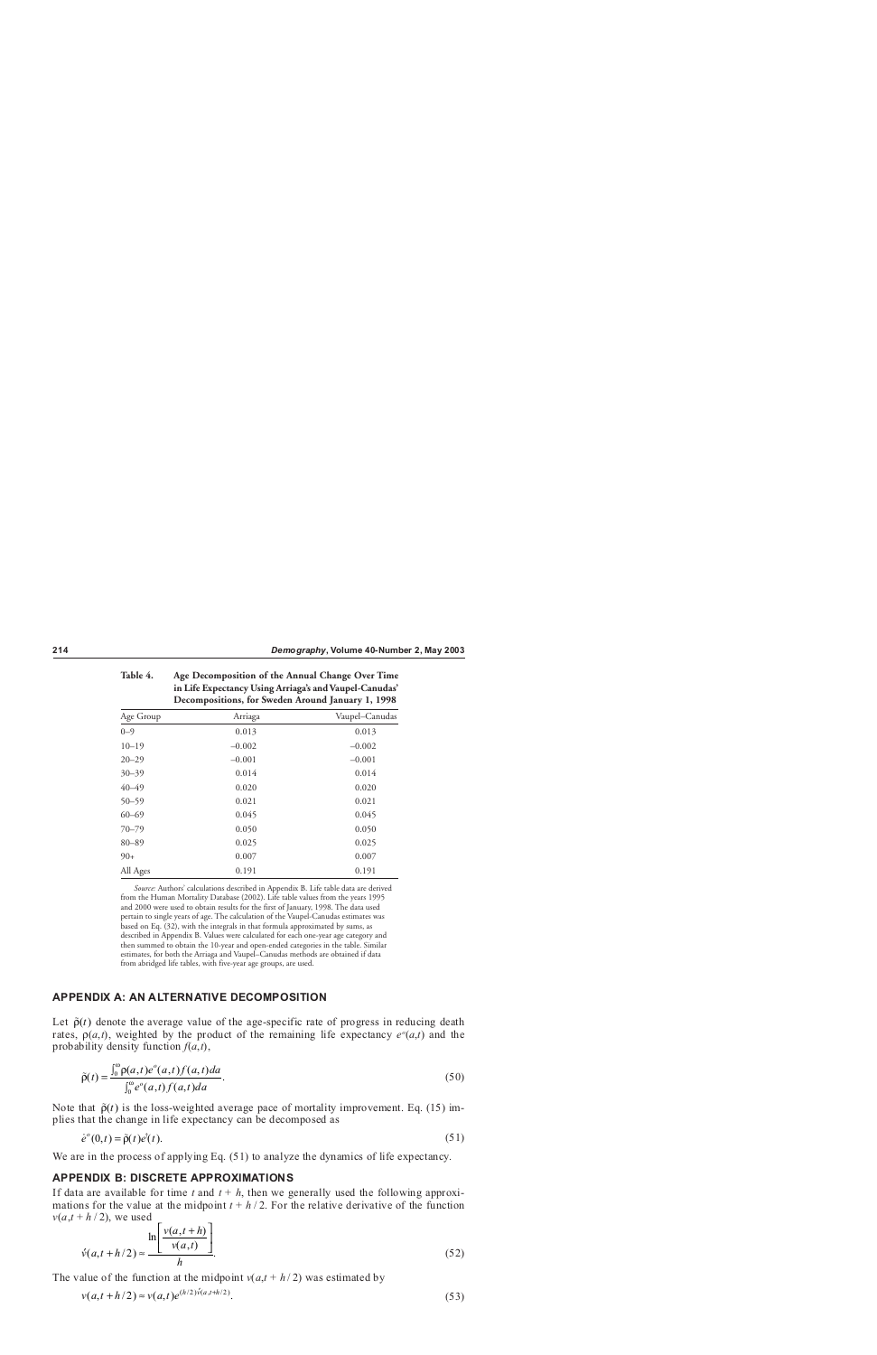**Table 4. Age Decomposition of the Annual Change Over Time in Life Expectancy Using Arriaga's and Vaupel-Canudas' Decompositions, for Sweden Around January 1, 1998**

| Age Group | Arriaga | Vaupel–Canudas |
|---|---|---|
| 0–9 | 0.013 | 0.013 |
| 10–19 | –0.002 | –0.002 |
| 20–29 | –0.001 | –0.001 |
| 30–39 | 0.014 | 0.014 |
| 40–49 | 0.020 | 0.020 |
| 50–59 | 0.021 | 0.021 |
| 60–69 | 0.045 | 0.045 |
| 70–79 | 0.050 | 0.050 |
| 80–89 | 0.025 | 0.025 |
| 90+ | 0.007 | 0.007 |
| All Ages | 0.191 | 0.191 |

*Source:* Authors' calculations described in Appendix B. Life table data are derived from the Human Mortality Database (2002). Life table values from the years 1995 and 2000 were used to obtain results for the first of January, 1998. The data used pertain to single years of age. The calculation of the Vaupel-Canudas estimates was based on Eq. (32), with the integrals in that formula approximated by sums, as described in Appendix B. Values were calculated for each one-year age category and then summed to obtain the 10-year and open-ended categories in the table. Similar estimates, for both the Arriaga and Vaupel–Canudas methods are obtained if data from abridged life tables, with five-year age groups, are used.

## APPENDIX A: AN ALTERNATIVE DECOMPOSITION

Let $\tilde{\rho}(t)$ denote the average value of the age-specific rate of progress in reducing death rates, $\rho(a,t)$, weighted by the product of the remaining life expectancy $e^o(a,t)$ and the probability density function $f(a,t)$,

$$\tilde{\rho}(t) = \frac{\int_0^{\omega} \rho(a,t) e^o(a,t) f(a,t) da}{\int_0^{\omega} e^o(a,t) f(a,t) da}. \tag{50}$$

Note that $\tilde{\rho}(t)$ is the loss-weighted average pace of mortality improvement. Eq. (15) implies that the change in life expectancy can be decomposed as

$$\dot{e}^o(0,t) = \tilde{\rho}(t) e^{\dagger}(t). \tag{51}$$

We are in the process of applying Eq. (51) to analyze the dynamics of life expectancy.

## APPENDIX B: DISCRETE APPROXIMATIONS

If data are available for time $t$ and $t + h$, then we generally used the following approximations for the value at the midpoint $t + h / 2$. For the relative derivative of the function $v(a,t + h / 2)$, we used

$$\acute{v}(a,t+h/2) \approx \frac{\ln\left[\dfrac{v(a,t+h)}{v(a,t)}\right]}{h}. \tag{52}$$

The value of the function at the midpoint $v(a,t + h / 2)$ was estimated by

$$v(a,t+h/2) \approx v(a,t) e^{(h/2)\acute{v}(a,t+h/2)}. \tag{53}$$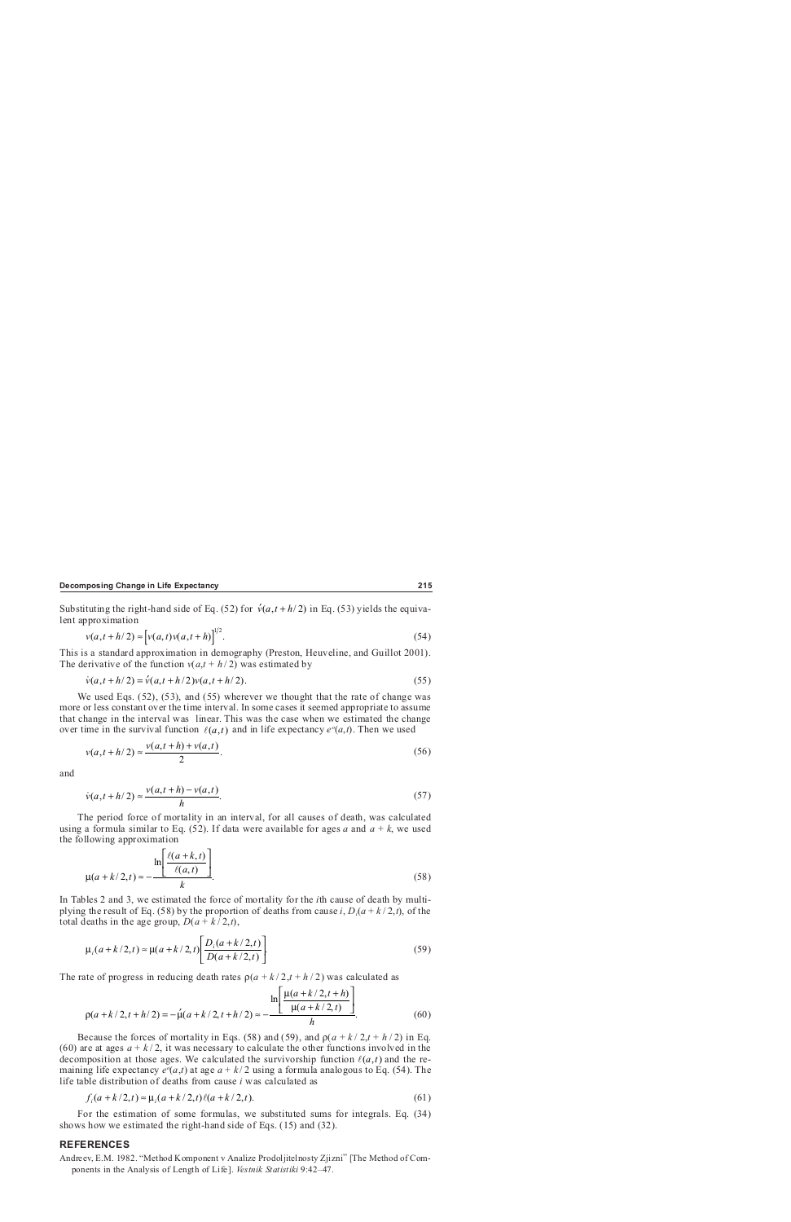Substituting the right-hand side of Eq. (52) for $\acute{v}(a,t+h/2)$ in Eq. (53) yields the equivalent approximation

$$v(a,t+h/2) \approx \left[v(a,t)v(a,t+h)\right]^{1/2}. \tag{54}$$

This is a standard approximation in demography (Preston, Heuveline, and Guillot 2001). The derivative of the function $v(a,t+h/2)$ was estimated by

$$\dot{v}(a,t+h/2) = \acute{v}(a,t+h/2)v(a,t+h/2). \tag{55}$$

We used Eqs. (52), (53), and (55) wherever we thought that the rate of change was more or less constant over the time interval. In some cases it seemed appropriate to assume that change in the interval was linear. This was the case when we estimated the change over time in the survival function $\ell(a,t)$ and in life expectancy $e^o(a,t)$. Then we used

$$v(a,t+h/2) \approx \frac{v(a,t+h)+v(a,t)}{2}. \tag{56}$$

and

$$\dot{v}(a,t+h/2) \approx \frac{v(a,t+h)-v(a,t)}{h}. \tag{57}$$

The period force of mortality in an interval, for all causes of death, was calculated using a formula similar to Eq. (52). If data were available for ages $a$ and $a+k$, we used the following approximation

$$\mu(a+k/2,t) \approx -\frac{\ln\left[\dfrac{\ell(a+k,t)}{\ell(a,t)}\right]}{k}. \tag{58}$$

In Tables 2 and 3, we estimated the force of mortality for the $i$th cause of death by multiplying the result of Eq. (58) by the proportion of deaths from cause $i$, $D_i(a+k/2,t)$, of the total deaths in the age group, $D(a+k/2,t)$,

$$\mu_i(a+k/2,t) \approx \mu(a+k/2,t)\left[\frac{D_i(a+k/2,t)}{D(a+k/2,t)}\right]. \tag{59}$$

The rate of progress in reducing death rates $\rho(a+k/2,t+h/2)$ was calculated as

$$\rho(a+k/2,t+h/2) = -\acute{\mu}(a+k/2,t+h/2) \approx -\frac{\ln\left[\dfrac{\mu(a+k/2,t+h)}{\mu(a+k/2,t)}\right]}{h}. \tag{60}$$

Because the forces of mortality in Eqs. (58) and (59), and $\rho(a+k/2,t+h/2)$ in Eq. (60) are at ages $a+k/2$, it was necessary to calculate the other functions involved in the decomposition at those ages. We calculated the survivorship function $\ell(a,t)$ and the remaining life expectancy $e^o(a,t)$ at age $a+k/2$ using a formula analogous to Eq. (54). The life table distribution of deaths from cause $i$ was calculated as

$$f_i(a+k/2,t) \approx \mu_i(a+k/2,t)\ell(a+k/2,t). \tag{61}$$

For the estimation of some formulas, we substituted sums for integrals. Eq. (34) shows how we estimated the right-hand side of Eqs. (15) and (32).

## REFERENCES

Andreev, E.M. 1982. "Method Komponent v Analize Prodoljitelnosty Zjizni" [The Method of Components in the Analysis of Length of Life]. *Vestnik Statistiki* 9:42–47.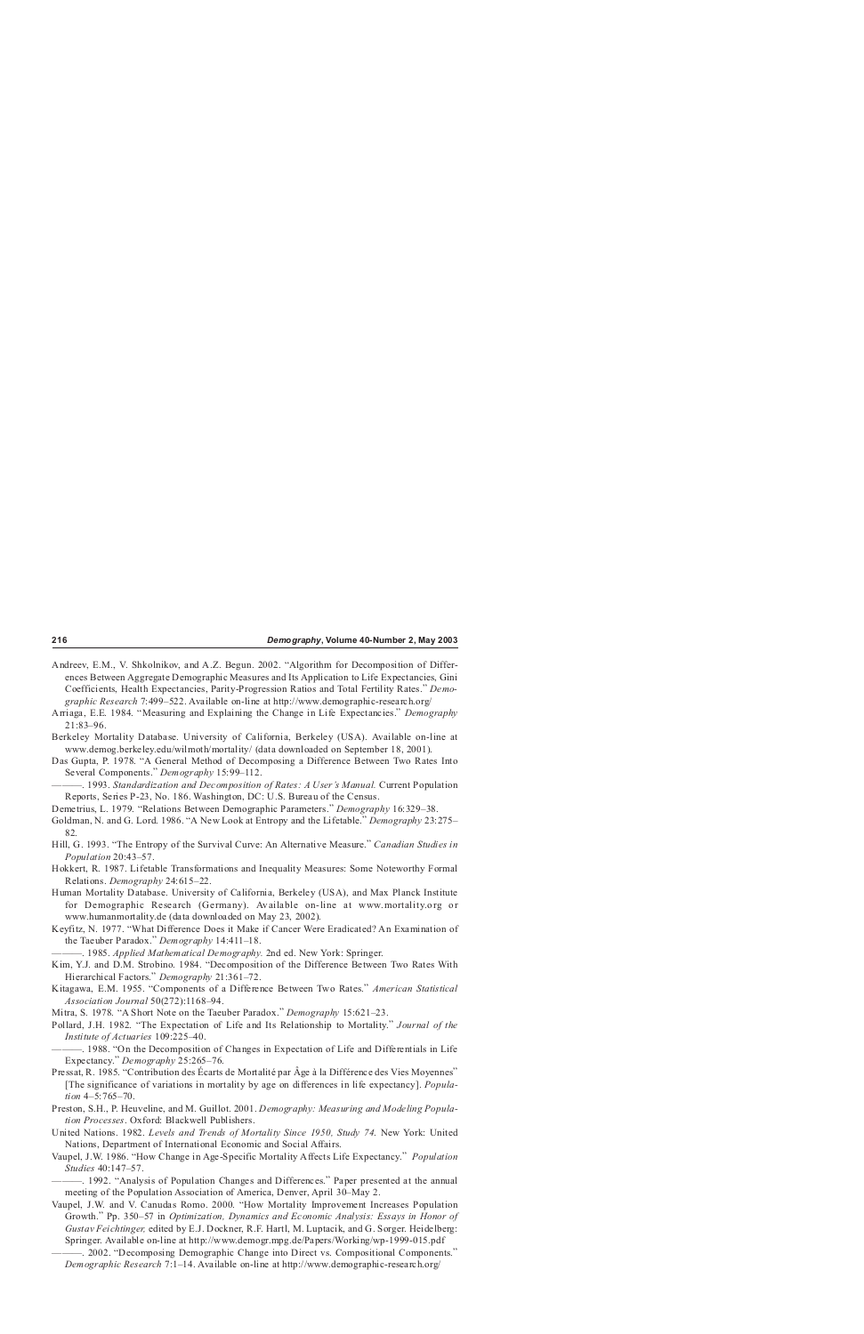Andreev, E.M., V. Shkolnikov, and A.Z. Begun. 2002. "Algorithm for Decomposition of Differences Between Aggregate Demographic Measures and Its Application to Life Expectancies, Gini Coefficients, Health Expectancies, Parity-Progression Ratios and Total Fertility Rates." *Demographic Research* 7:499–522. Available on-line at http://www.demographic-research.org/

Arriaga, E.E. 1984. "Measuring and Explaining the Change in Life Expectancies." *Demography* 21:83–96.

Berkeley Mortality Database. University of California, Berkeley (USA). Available on-line at www.demog.berkeley.edu/wilmoth/mortality/ (data downloaded on September 18, 2001).

Das Gupta, P. 1978. "A General Method of Decomposing a Difference Between Two Rates Into Several Components." *Demography* 15:99–112.

———. 1993. *Standardization and Decomposition of Rates: A User's Manual.* Current Population Reports, Series P-23, No. 186. Washington, DC: U.S. Bureau of the Census.

Demetrius, L. 1979. "Relations Between Demographic Parameters." *Demography* 16:329–38.

Goldman, N. and G. Lord. 1986. "A New Look at Entropy and the Lifetable." *Demography* 23:275–82.

Hill, G. 1993. "The Entropy of the Survival Curve: An Alternative Measure." *Canadian Studies in Population* 20:43–57.

Hokkert, R. 1987. Lifetable Transformations and Inequality Measures: Some Noteworthy Formal Relations. *Demography* 24:615–22.

Human Mortality Database. University of California, Berkeley (USA), and Max Planck Institute for Demographic Research (Germany). Available on-line at www.mortality.org or www.humanmortality.de (data downloaded on May 23, 2002).

Keyfitz, N. 1977. "What Difference Does it Make if Cancer Were Eradicated? An Examination of the Taeuber Paradox." *Demography* 14:411–18.

———. 1985. *Applied Mathematical Demography.* 2nd ed. New York: Springer.

Kim, Y.J. and D.M. Strobino. 1984. "Decomposition of the Difference Between Two Rates With Hierarchical Factors." *Demography* 21:361–72.

Kitagawa, E.M. 1955. "Components of a Difference Between Two Rates." *American Statistical Association Journal* 50(272):1168–94.

Mitra, S. 1978. "A Short Note on the Taeuber Paradox." *Demography* 15:621–23.

Pollard, J.H. 1982. "The Expectation of Life and Its Relationship to Mortality." *Journal of the Institute of Actuaries* 109:225–40.

———. 1988. "On the Decomposition of Changes in Expectation of Life and Differentials in Life Expectancy." *Demography* 25:265–76.

Pressat, R. 1985. "Contribution des Écarts de Mortalité par Âge à la Différence des Vies Moyennes" [The significance of variations in mortality by age on differences in life expectancy]. *Population* 4–5:765–70.

Preston, S.H., P. Heuveline, and M. Guillot. 2001. *Demography: Measuring and Modeling Population Processes*. Oxford: Blackwell Publishers.

United Nations. 1982. *Levels and Trends of Mortality Since 1950, Study 74.* New York: United Nations, Department of International Economic and Social Affairs.

Vaupel, J.W. 1986. "How Change in Age-Specific Mortality Affects Life Expectancy." *Population Studies* 40:147–57.

———. 1992. "Analysis of Population Changes and Differences." Paper presented at the annual meeting of the Population Association of America, Denver, April 30–May 2.

Vaupel, J.W. and V. Canudas Romo. 2000. "How Mortality Improvement Increases Population Growth." Pp. 350–57 in *Optimization, Dynamics and Economic Analysis: Essays in Honor of Gustav Feichtinger,* edited by E.J. Dockner, R.F. Hartl, M. Luptacik, and G. Sorger. Heidelberg: Springer. Available on-line at http://www.demogr.mpg.de/Papers/Working/wp-1999-015.pdf

———. 2002. "Decomposing Demographic Change into Direct vs. Compositional Components." *Demographic Research* 7:1–14. Available on-line at http://www.demographic-research.org/